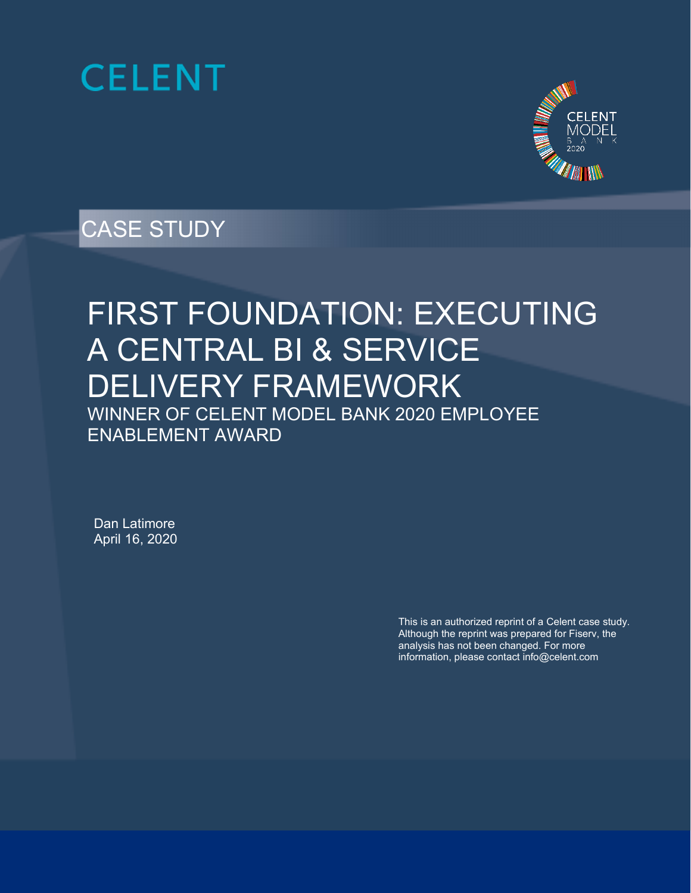CELENT

CELENT MODEL BANK 2020

CASE STUDY

# FIRST FOUNDATION: EXECUTING A CENTRAL BI & SERVICE DELIVERY FRAMEWORK

## WINNER OF CELENT MODEL BANK 2020 EMPLOYEE ENABLEMENT AWARD

Dan Latimore
April 16, 2020

This is an authorized reprint of a Celent case study. Although the reprint was prepared for Fiserv, the analysis has not been changed. For more information, please contact info@celent.com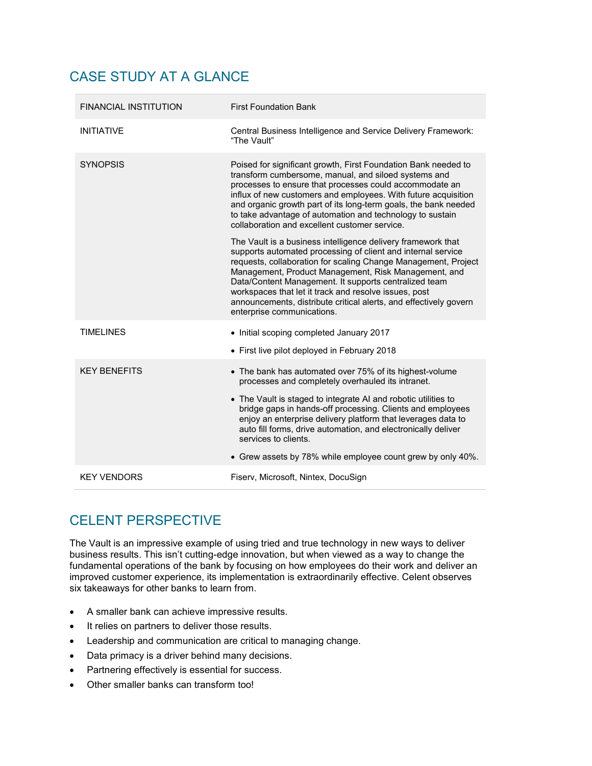## CASE STUDY AT A GLANCE

| | |
|---|---|
| FINANCIAL INSTITUTION | First Foundation Bank |
| INITIATIVE | Central Business Intelligence and Service Delivery Framework: "The Vault" |
| SYNOPSIS | Poised for significant growth, First Foundation Bank needed to transform cumbersome, manual, and siloed systems and processes to ensure that processes could accommodate an influx of new customers and employees. With future acquisition and organic growth part of its long-term goals, the bank needed to take advantage of automation and technology to sustain collaboration and excellent customer service.<br><br>The Vault is a business intelligence delivery framework that supports automated processing of client and internal service requests, collaboration for scaling Change Management, Project Management, Product Management, Risk Management, and Data/Content Management. It supports centralized team workspaces that let it track and resolve issues, post announcements, distribute critical alerts, and effectively govern enterprise communications. |
| TIMELINES | • Initial scoping completed January 2017<br>• First live pilot deployed in February 2018 |
| KEY BENEFITS | • The bank has automated over 75% of its highest-volume processes and completely overhauled its intranet.<br>• The Vault is staged to integrate AI and robotic utilities to bridge gaps in hands-off processing. Clients and employees enjoy an enterprise delivery platform that leverages data to auto fill forms, drive automation, and electronically deliver services to clients.<br>• Grew assets by 78% while employee count grew by only 40%. |
| KEY VENDORS | Fiserv, Microsoft, Nintex, DocuSign |

## CELENT PERSPECTIVE

The Vault is an impressive example of using tried and true technology in new ways to deliver business results. This isn't cutting-edge innovation, but when viewed as a way to change the fundamental operations of the bank by focusing on how employees do their work and deliver an improved customer experience, its implementation is extraordinarily effective. Celent observes six takeaways for other banks to learn from.

- A smaller bank can achieve impressive results.
- It relies on partners to deliver those results.
- Leadership and communication are critical to managing change.
- Data primacy is a driver behind many decisions.
- Partnering effectively is essential for success.
- Other smaller banks can transform too!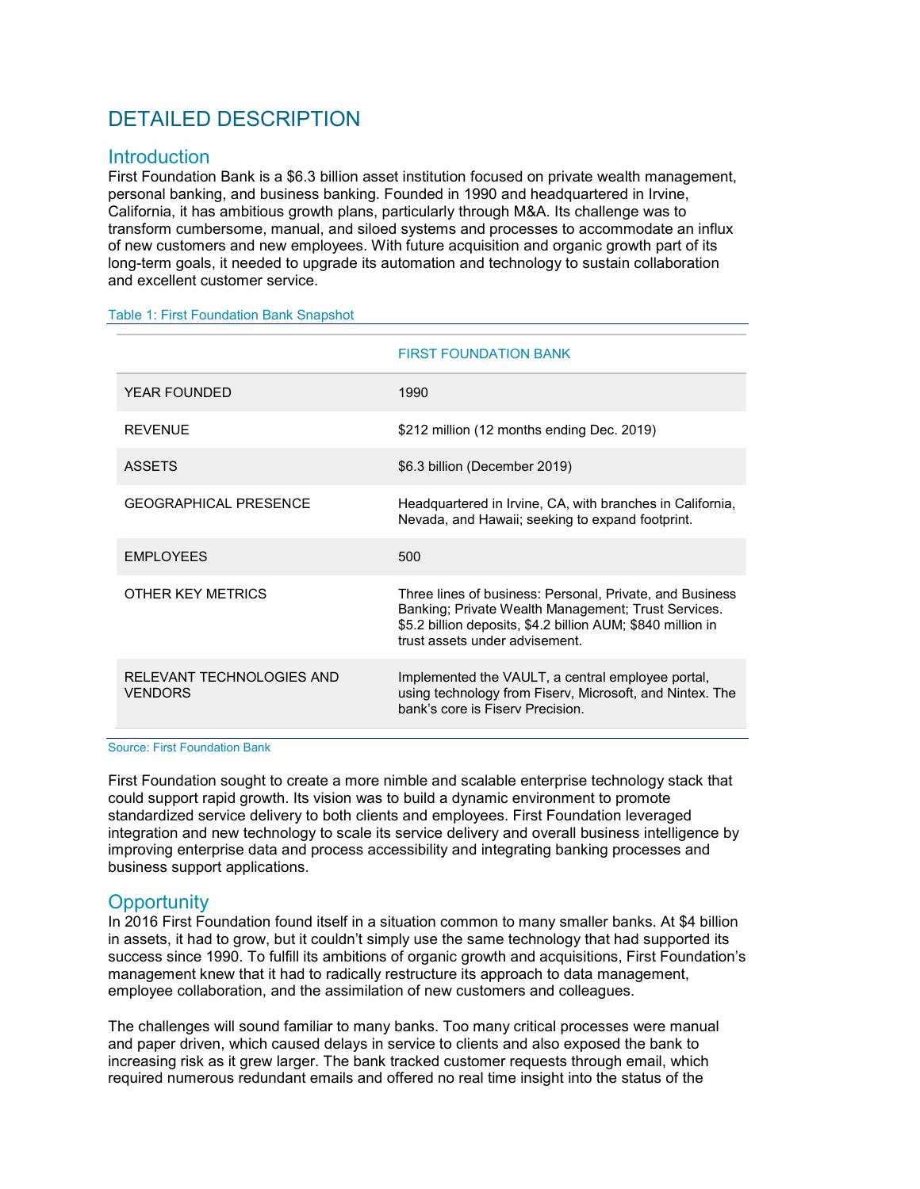# DETAILED DESCRIPTION

## Introduction

First Foundation Bank is a $6.3 billion asset institution focused on private wealth management, personal banking, and business banking. Founded in 1990 and headquartered in Irvine, California, it has ambitious growth plans, particularly through M&A. Its challenge was to transform cumbersome, manual, and siloed systems and processes to accommodate an influx of new customers and new employees. With future acquisition and organic growth part of its long-term goals, it needed to upgrade its automation and technology to sustain collaboration and excellent customer service.

Table 1: First Foundation Bank Snapshot

| | FIRST FOUNDATION BANK |
|---|---|
| YEAR FOUNDED | 1990 |
| REVENUE | $212 million (12 months ending Dec. 2019) |
| ASSETS | $6.3 billion (December 2019) |
| GEOGRAPHICAL PRESENCE | Headquartered in Irvine, CA, with branches in California, Nevada, and Hawaii; seeking to expand footprint. |
| EMPLOYEES | 500 |
| OTHER KEY METRICS | Three lines of business: Personal, Private, and Business Banking; Private Wealth Management; Trust Services. $5.2 billion deposits, $4.2 billion AUM; $840 million in trust assets under advisement. |
| RELEVANT TECHNOLOGIES AND VENDORS | Implemented the VAULT, a central employee portal, using technology from Fiserv, Microsoft, and Nintex. The bank's core is Fiserv Precision. |

Source: First Foundation Bank

First Foundation sought to create a more nimble and scalable enterprise technology stack that could support rapid growth. Its vision was to build a dynamic environment to promote standardized service delivery to both clients and employees. First Foundation leveraged integration and new technology to scale its service delivery and overall business intelligence by improving enterprise data and process accessibility and integrating banking processes and business support applications.

## Opportunity

In 2016 First Foundation found itself in a situation common to many smaller banks. At $4 billion in assets, it had to grow, but it couldn't simply use the same technology that had supported its success since 1990. To fulfill its ambitions of organic growth and acquisitions, First Foundation's management knew that it had to radically restructure its approach to data management, employee collaboration, and the assimilation of new customers and colleagues.

The challenges will sound familiar to many banks. Too many critical processes were manual and paper driven, which caused delays in service to clients and also exposed the bank to increasing risk as it grew larger. The bank tracked customer requests through email, which required numerous redundant emails and offered no real time insight into the status of the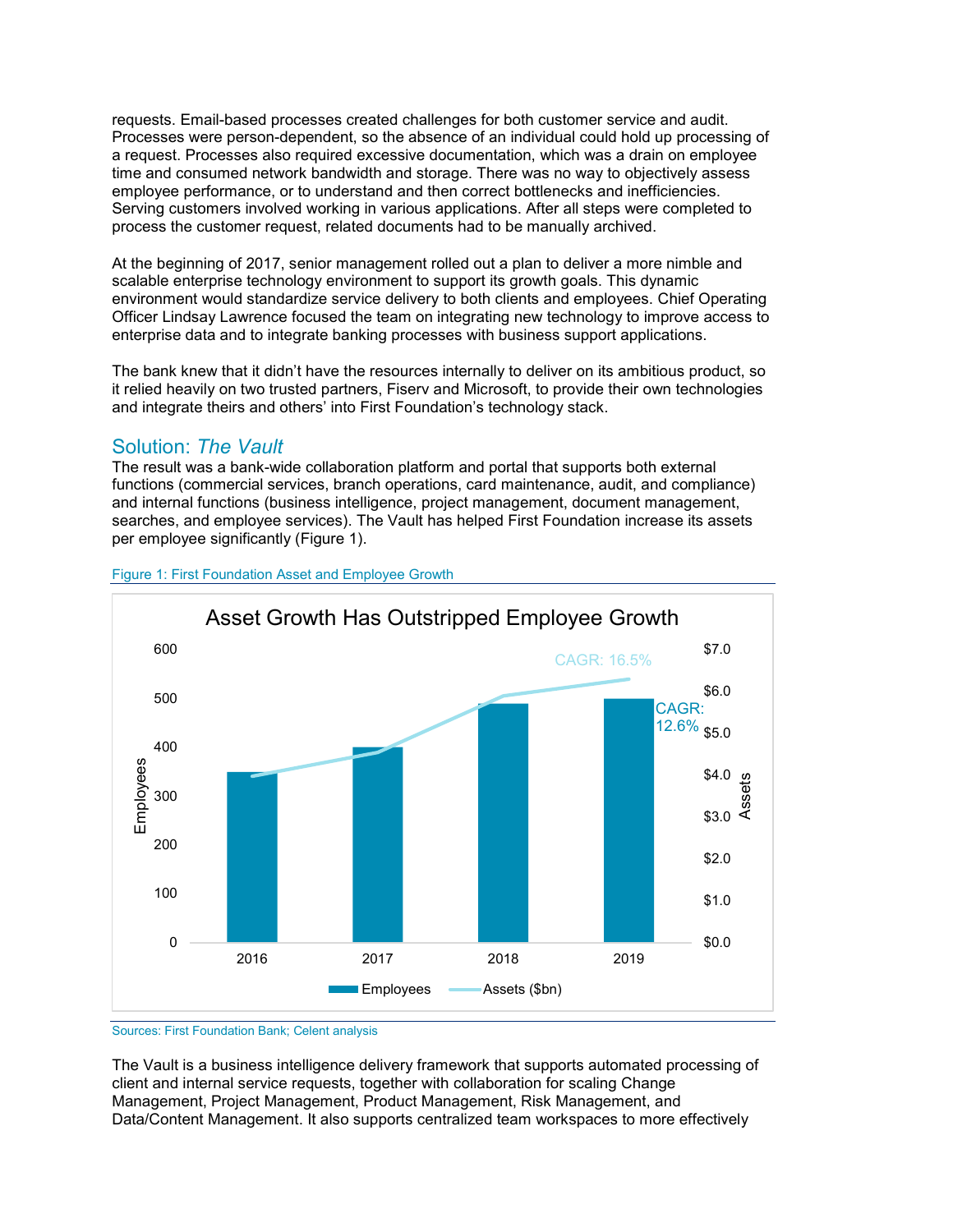requests. Email-based processes created challenges for both customer service and audit. Processes were person-dependent, so the absence of an individual could hold up processing of a request. Processes also required excessive documentation, which was a drain on employee time and consumed network bandwidth and storage. There was no way to objectively assess employee performance, or to understand and then correct bottlenecks and inefficiencies. Serving customers involved working in various applications. After all steps were completed to process the customer request, related documents had to be manually archived.

At the beginning of 2017, senior management rolled out a plan to deliver a more nimble and scalable enterprise technology environment to support its growth goals. This dynamic environment would standardize service delivery to both clients and employees. Chief Operating Officer Lindsay Lawrence focused the team on integrating new technology to improve access to enterprise data and to integrate banking processes with business support applications.

The bank knew that it didn't have the resources internally to deliver on its ambitious product, so it relied heavily on two trusted partners, Fiserv and Microsoft, to provide their own technologies and integrate theirs and others' into First Foundation's technology stack.

## Solution: *The Vault*

The result was a bank-wide collaboration platform and portal that supports both external functions (commercial services, branch operations, card maintenance, audit, and compliance) and internal functions (business intelligence, project management, document management, searches, and employee services). The Vault has helped First Foundation increase its assets per employee significantly (Figure 1).

Figure 1: First Foundation Asset and Employee Growth

**Asset Growth Has Outstripped Employee Growth**

(Chart: Employees (bars, left axis 0–600) and Assets ($bn) (line, right axis $0.0–$7.0) for 2016, 2017, 2018, 2019. Employees CAGR: 12.6%; Assets CAGR: 16.5%.)

Sources: First Foundation Bank; Celent analysis

The Vault is a business intelligence delivery framework that supports automated processing of client and internal service requests, together with collaboration for scaling Change Management, Project Management, Product Management, Risk Management, and Data/Content Management. It also supports centralized team workspaces to more effectively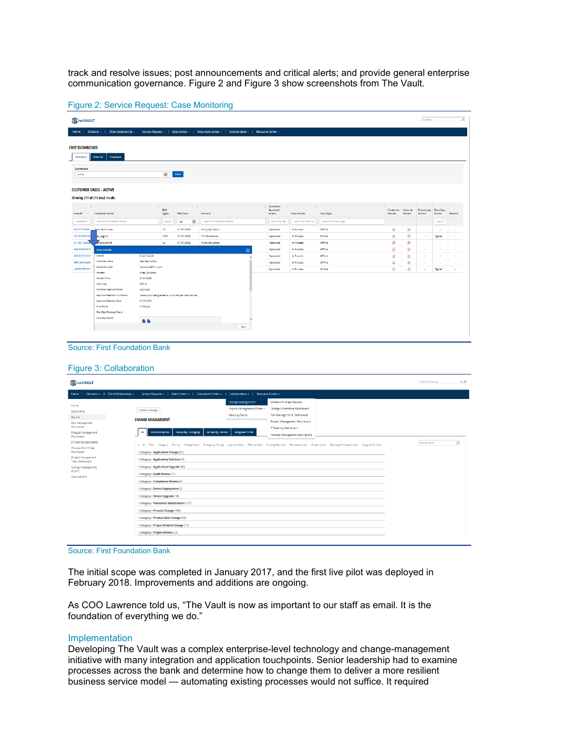track and resolve issues; post announcements and critical alerts; and provide general enterprise communication governance. Figure 2 and Figure 3 show screenshots from The Vault.

Figure 2: Service Request: Case Monitoring

Source: First Foundation Bank

Figure 3: Collaboration

Source: First Foundation Bank

The initial scope was completed in January 2017, and the first live pilot was deployed in February 2018. Improvements and additions are ongoing.

As COO Lawrence told us, "The Vault is now as important to our staff as email. It is the foundation of everything we do."

## Implementation

Developing The Vault was a complex enterprise-level technology and change-management initiative with many integration and application touchpoints. Senior leadership had to examine processes across the bank and determine how to change them to deliver a more resilient business service model — automating existing processes would not suffice. It required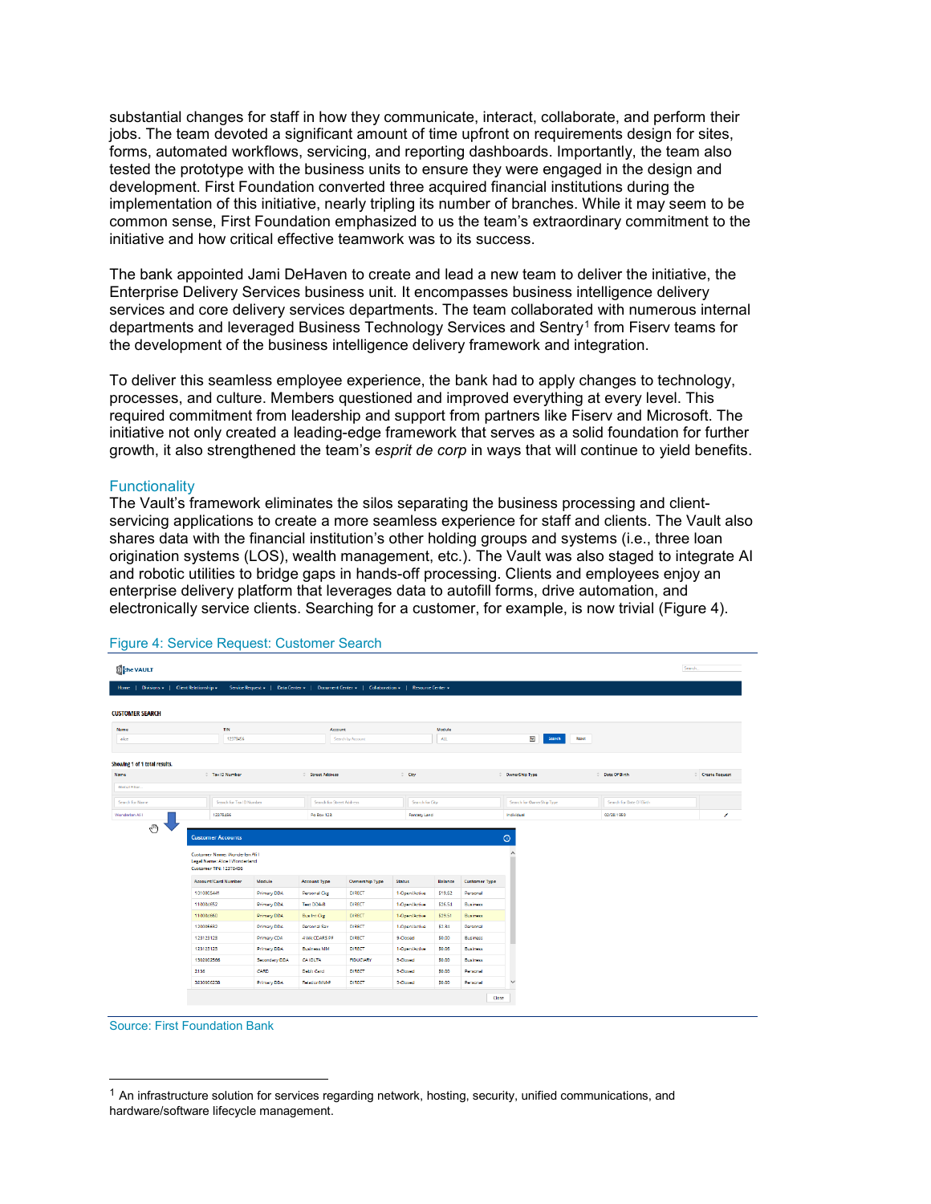substantial changes for staff in how they communicate, interact, collaborate, and perform their jobs. The team devoted a significant amount of time upfront on requirements design for sites, forms, automated workflows, servicing, and reporting dashboards. Importantly, the team also tested the prototype with the business units to ensure they were engaged in the design and development. First Foundation converted three acquired financial institutions during the implementation of this initiative, nearly tripling its number of branches. While it may seem to be common sense, First Foundation emphasized to us the team's extraordinary commitment to the initiative and how critical effective teamwork was to its success.

The bank appointed Jami DeHaven to create and lead a new team to deliver the initiative, the Enterprise Delivery Services business unit. It encompasses business intelligence delivery services and core delivery services departments. The team collaborated with numerous internal departments and leveraged Business Technology Services and Sentry[1] from Fiserv teams for the development of the business intelligence delivery framework and integration.

To deliver this seamless employee experience, the bank had to apply changes to technology, processes, and culture. Members questioned and improved everything at every level. This required commitment from leadership and support from partners like Fiserv and Microsoft. The initiative not only created a leading-edge framework that serves as a solid foundation for further growth, it also strengthened the team's *esprit de corp* in ways that will continue to yield benefits.

## Functionality

The Vault's framework eliminates the silos separating the business processing and client-servicing applications to create a more seamless experience for staff and clients. The Vault also shares data with the financial institution's other holding groups and systems (i.e., three loan origination systems (LOS), wealth management, etc.). The Vault was also staged to integrate AI and robotic utilities to bridge gaps in hands-off processing. Clients and employees enjoy an enterprise delivery platform that leverages data to autofill forms, drive automation, and electronically service clients. Searching for a customer, for example, is now trivial (Figure 4).

Figure 4: Service Request: Customer Search

Source: First Foundation Bank

[1] An infrastructure solution for services regarding network, hosting, security, unified communications, and hardware/software lifecycle management.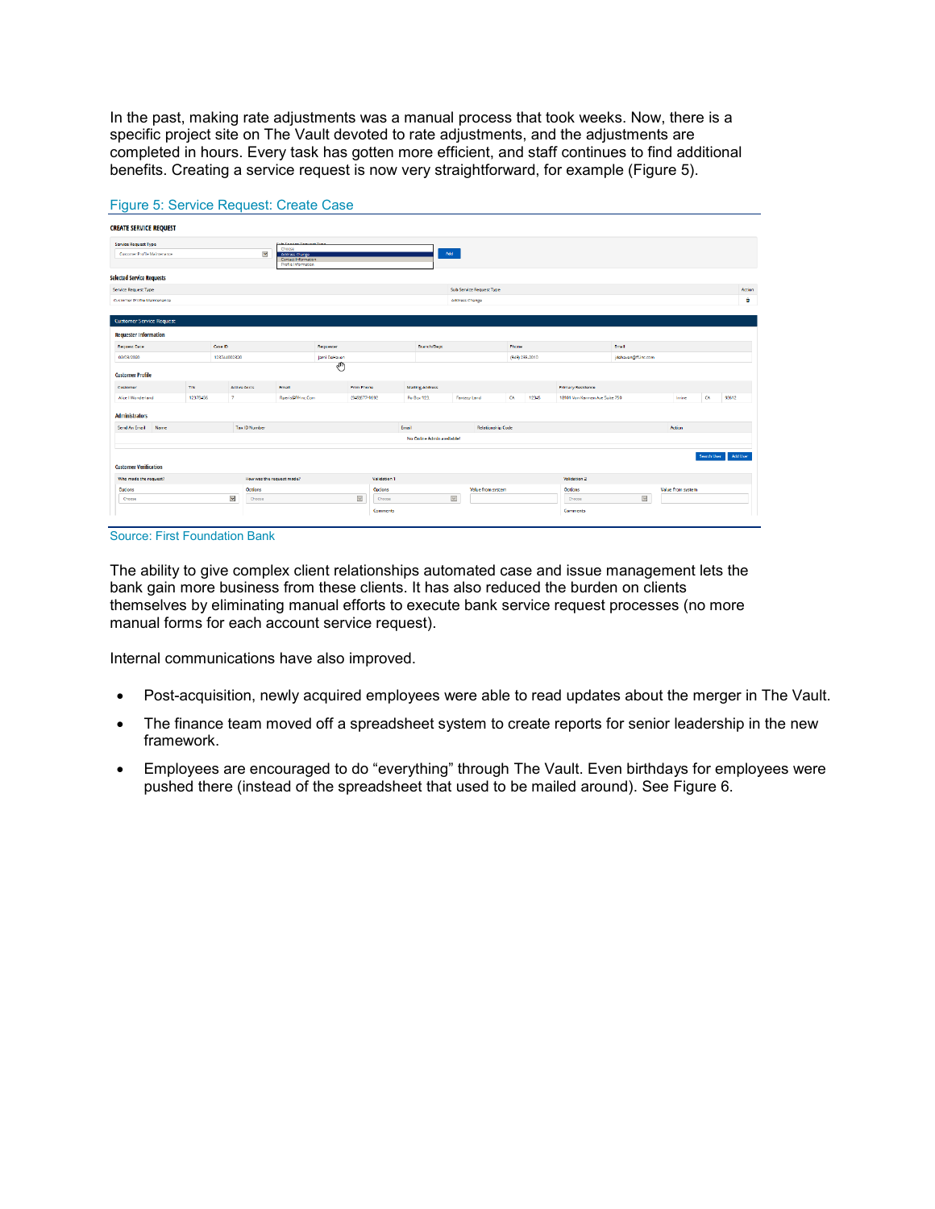In the past, making rate adjustments was a manual process that took weeks. Now, there is a specific project site on The Vault devoted to rate adjustments, and the adjustments are completed in hours. Every task has gotten more efficient, and staff continues to find additional benefits. Creating a service request is now very straightforward, for example (Figure 5).

Figure 5: Service Request: Create Case

Source: First Foundation Bank

The ability to give complex client relationships automated case and issue management lets the bank gain more business from these clients. It has also reduced the burden on clients themselves by eliminating manual efforts to execute bank service request processes (no more manual forms for each account service request).

Internal communications have also improved.

- Post-acquisition, newly acquired employees were able to read updates about the merger in The Vault.
- The finance team moved off a spreadsheet system to create reports for senior leadership in the new framework.
- Employees are encouraged to do “everything” through The Vault. Even birthdays for employees were pushed there (instead of the spreadsheet that used to be mailed around). See Figure 6.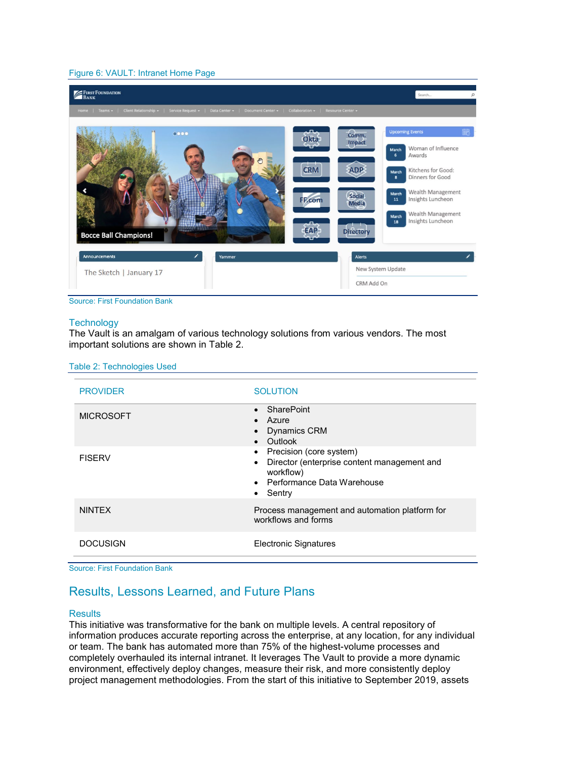Figure 6: VAULT: Intranet Home Page

Source: First Foundation Bank

### Technology

The Vault is an amalgam of various technology solutions from various vendors. The most important solutions are shown in Table 2.

Table 2: Technologies Used

| PROVIDER | SOLUTION |
|---|---|
| MICROSOFT | • SharePoint<br>• Azure<br>• Dynamics CRM<br>• Outlook |
| FISERV | • Precision (core system)<br>• Director (enterprise content management and workflow)<br>• Performance Data Warehouse<br>• Sentry |
| NINTEX | Process management and automation platform for workflows and forms |
| DOCUSIGN | Electronic Signatures |

Source: First Foundation Bank

## Results, Lessons Learned, and Future Plans

### Results

This initiative was transformative for the bank on multiple levels. A central repository of information produces accurate reporting across the enterprise, at any location, for any individual or team. The bank has automated more than 75% of the highest-volume processes and completely overhauled its internal intranet. It leverages The Vault to provide a more dynamic environment, effectively deploy changes, measure their risk, and more consistently deploy project management methodologies. From the start of this initiative to September 2019, assets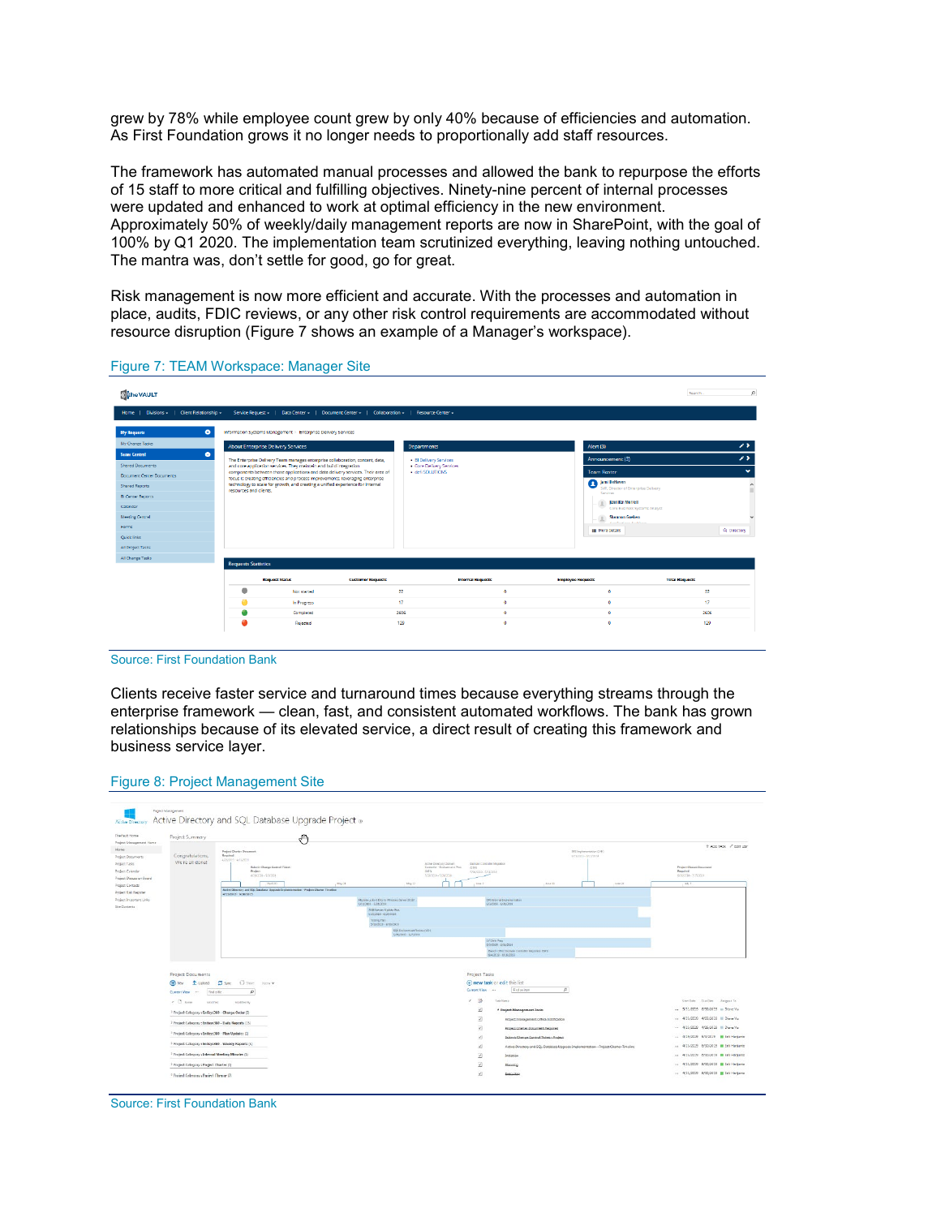grew by 78% while employee count grew by only 40% because of efficiencies and automation. As First Foundation grows it no longer needs to proportionally add staff resources.

The framework has automated manual processes and allowed the bank to repurpose the efforts of 15 staff to more critical and fulfilling objectives. Ninety-nine percent of internal processes were updated and enhanced to work at optimal efficiency in the new environment. Approximately 50% of weekly/daily management reports are now in SharePoint, with the goal of 100% by Q1 2020. The implementation team scrutinized everything, leaving nothing untouched. The mantra was, don't settle for good, go for great.

Risk management is now more efficient and accurate. With the processes and automation in place, audits, FDIC reviews, or any other risk control requirements are accommodated without resource disruption (Figure 7 shows an example of a Manager's workspace).

Figure 7: TEAM Workspace: Manager Site

Source: First Foundation Bank

Clients receive faster service and turnaround times because everything streams through the enterprise framework — clean, fast, and consistent automated workflows. The bank has grown relationships because of its elevated service, a direct result of creating this framework and business service layer.

Figure 8: Project Management Site

Source: First Foundation Bank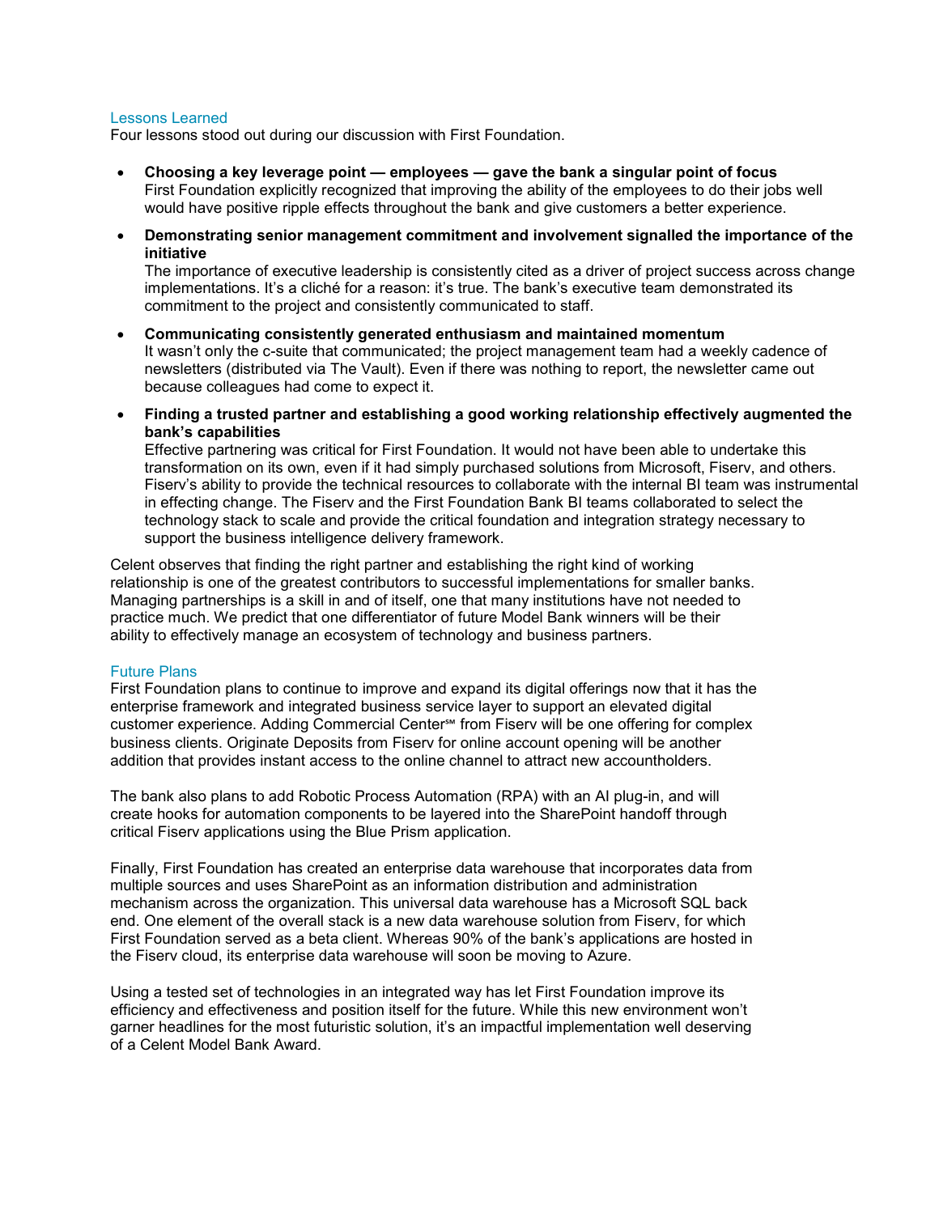## Lessons Learned

Four lessons stood out during our discussion with First Foundation.

- **Choosing a key leverage point — employees — gave the bank a singular point of focus**
  First Foundation explicitly recognized that improving the ability of the employees to do their jobs well would have positive ripple effects throughout the bank and give customers a better experience.
- **Demonstrating senior management commitment and involvement signalled the importance of the initiative**
  The importance of executive leadership is consistently cited as a driver of project success across change implementations. It's a cliché for a reason: it's true. The bank's executive team demonstrated its commitment to the project and consistently communicated to staff.
- **Communicating consistently generated enthusiasm and maintained momentum**
  It wasn't only the c-suite that communicated; the project management team had a weekly cadence of newsletters (distributed via The Vault). Even if there was nothing to report, the newsletter came out because colleagues had come to expect it.
- **Finding a trusted partner and establishing a good working relationship effectively augmented the bank's capabilities**
  Effective partnering was critical for First Foundation. It would not have been able to undertake this transformation on its own, even if it had simply purchased solutions from Microsoft, Fiserv, and others. Fiserv's ability to provide the technical resources to collaborate with the internal BI team was instrumental in effecting change. The Fiserv and the First Foundation Bank BI teams collaborated to select the technology stack to scale and provide the critical foundation and integration strategy necessary to support the business intelligence delivery framework.

Celent observes that finding the right partner and establishing the right kind of working relationship is one of the greatest contributors to successful implementations for smaller banks. Managing partnerships is a skill in and of itself, one that many institutions have not needed to practice much. We predict that one differentiator of future Model Bank winners will be their ability to effectively manage an ecosystem of technology and business partners.

## Future Plans

First Foundation plans to continue to improve and expand its digital offerings now that it has the enterprise framework and integrated business service layer to support an elevated digital customer experience. Adding Commercial Center℠ from Fiserv will be one offering for complex business clients. Originate Deposits from Fiserv for online account opening will be another addition that provides instant access to the online channel to attract new accountholders.

The bank also plans to add Robotic Process Automation (RPA) with an AI plug-in, and will create hooks for automation components to be layered into the SharePoint handoff through critical Fiserv applications using the Blue Prism application.

Finally, First Foundation has created an enterprise data warehouse that incorporates data from multiple sources and uses SharePoint as an information distribution and administration mechanism across the organization. This universal data warehouse has a Microsoft SQL back end. One element of the overall stack is a new data warehouse solution from Fiserv, for which First Foundation served as a beta client. Whereas 90% of the bank's applications are hosted in the Fiserv cloud, its enterprise data warehouse will soon be moving to Azure.

Using a tested set of technologies in an integrated way has let First Foundation improve its efficiency and effectiveness and position itself for the future. While this new environment won't garner headlines for the most futuristic solution, it's an impactful implementation well deserving of a Celent Model Bank Award.